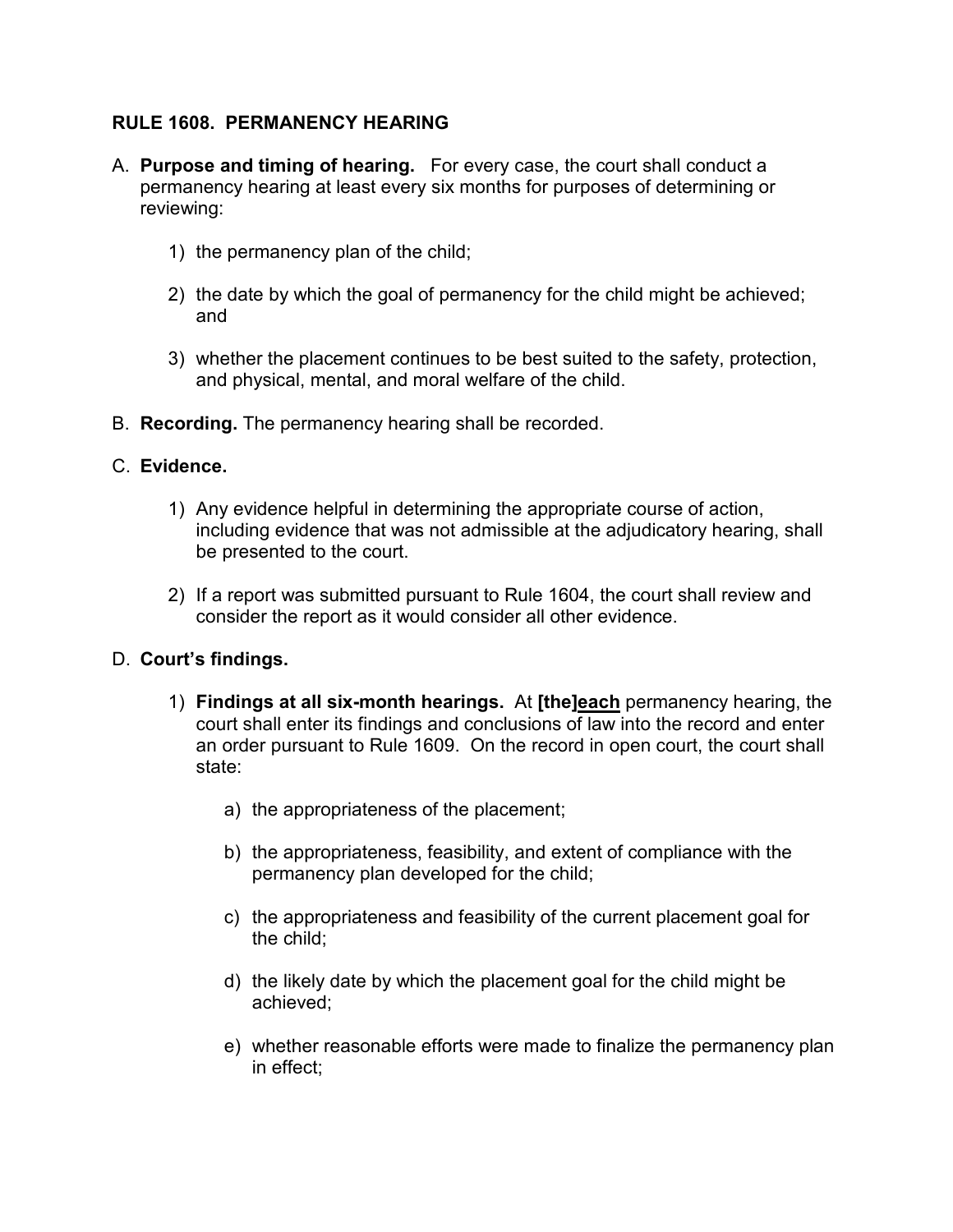## RULE 1608. PERMANENCY HEARING

A. **Purpose and timing of hearing.** For every case, the court shall conduct a permanency hearing at least every six months for purposes of determining or reviewing:

   1) the permanency plan of the child;

   2) the date by which the goal of permanency for the child might be achieved; and

   3) whether the placement continues to be best suited to the safety, protection, and physical, mental, and moral welfare of the child.

B. **Recording.** The permanency hearing shall be recorded.

C. **Evidence.**

   1) Any evidence helpful in determining the appropriate course of action, including evidence that was not admissible at the adjudicatory hearing, shall be presented to the court.

   2) If a report was submitted pursuant to Rule 1604, the court shall review and consider the report as it would consider all other evidence.

D. **Court's findings.**

   1) **Findings at all six-month hearings.** At **[the]** <u>**each**</u> permanency hearing, the court shall enter its findings and conclusions of law into the record and enter an order pursuant to Rule 1609. On the record in open court, the court shall state:

      a) the appropriateness of the placement;

      b) the appropriateness, feasibility, and extent of compliance with the permanency plan developed for the child;

      c) the appropriateness and feasibility of the current placement goal for the child;

      d) the likely date by which the placement goal for the child might be achieved;

      e) whether reasonable efforts were made to finalize the permanency plan in effect;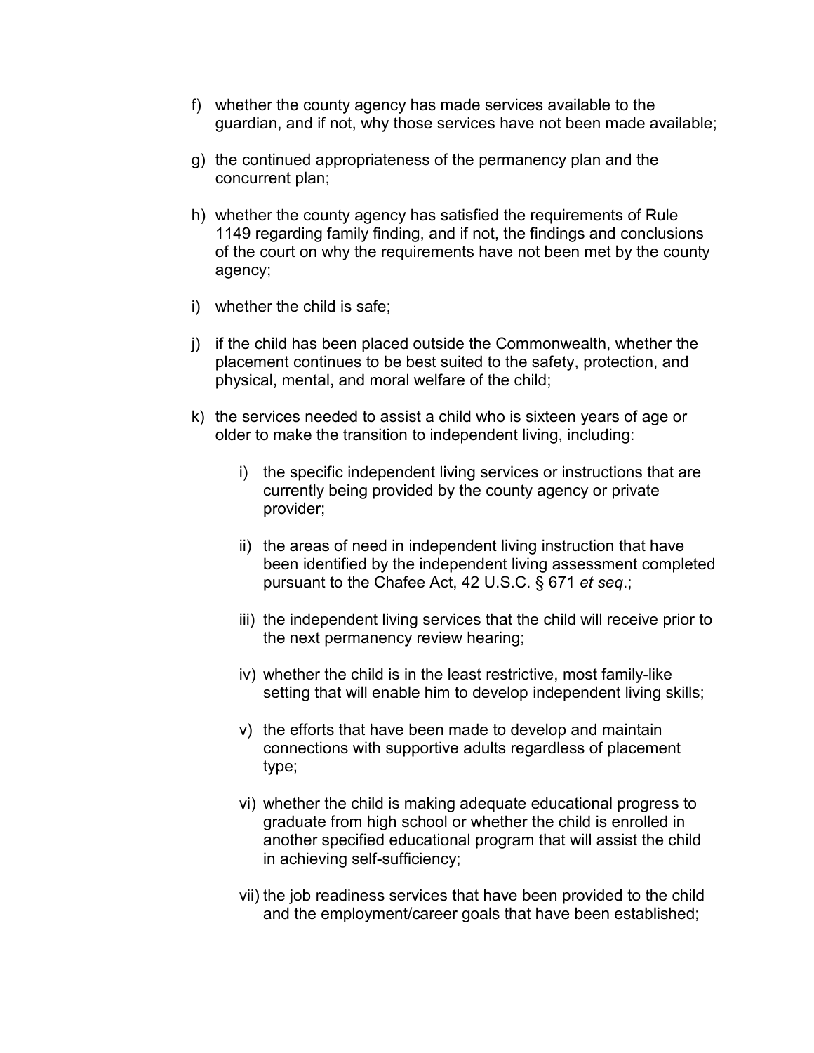f) whether the county agency has made services available to the guardian, and if not, why those services have not been made available;

g) the continued appropriateness of the permanency plan and the concurrent plan;

h) whether the county agency has satisfied the requirements of Rule 1149 regarding family finding, and if not, the findings and conclusions of the court on why the requirements have not been met by the county agency;

i) whether the child is safe;

j) if the child has been placed outside the Commonwealth, whether the placement continues to be best suited to the safety, protection, and physical, mental, and moral welfare of the child;

k) the services needed to assist a child who is sixteen years of age or older to make the transition to independent living, including:

   i) the specific independent living services or instructions that are currently being provided by the county agency or private provider;

   ii) the areas of need in independent living instruction that have been identified by the independent living assessment completed pursuant to the Chafee Act, 42 U.S.C. § 671 *et seq*.;

   iii) the independent living services that the child will receive prior to the next permanency review hearing;

   iv) whether the child is in the least restrictive, most family-like setting that will enable him to develop independent living skills;

   v) the efforts that have been made to develop and maintain connections with supportive adults regardless of placement type;

   vi) whether the child is making adequate educational progress to graduate from high school or whether the child is enrolled in another specified educational program that will assist the child in achieving self-sufficiency;

   vii) the job readiness services that have been provided to the child and the employment/career goals that have been established;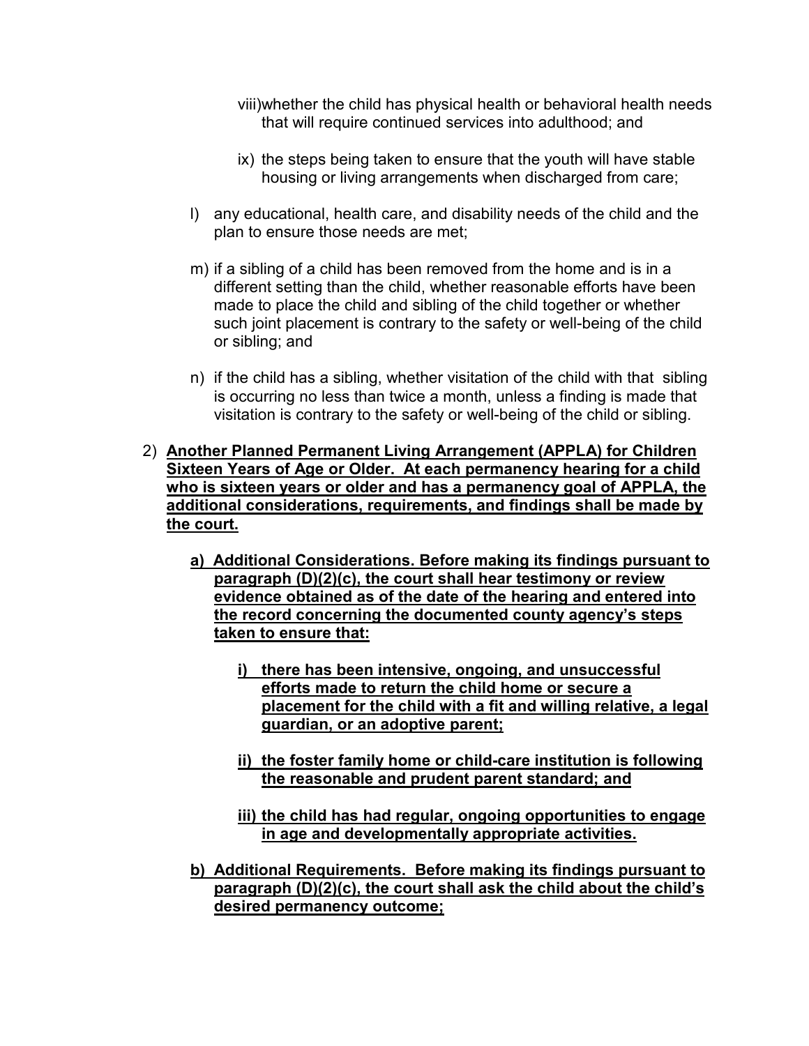viii) whether the child has physical health or behavioral health needs that will require continued services into adulthood; and

ix) the steps being taken to ensure that the youth will have stable housing or living arrangements when discharged from care;

l) any educational, health care, and disability needs of the child and the plan to ensure those needs are met;

m) if a sibling of a child has been removed from the home and is in a different setting than the child, whether reasonable efforts have been made to place the child and sibling of the child together or whether such joint placement is contrary to the safety or well-being of the child or sibling; and

n) if the child has a sibling, whether visitation of the child with that sibling is occurring no less than twice a month, unless a finding is made that visitation is contrary to the safety or well-being of the child or sibling.

2) **<u>Another Planned Permanent Living Arrangement (APPLA) for Children Sixteen Years of Age or Older. At each permanency hearing for a child who is sixteen years or older and has a permanency goal of APPLA, the additional considerations, requirements, and findings shall be made by the court.</u>**

a) **<u>Additional Considerations. Before making its findings pursuant to paragraph (D)(2)(c), the court shall hear testimony or review evidence obtained as of the date of the hearing and entered into the record concerning the documented county agency's steps taken to ensure that:</u>**

i) **<u>there has been intensive, ongoing, and unsuccessful efforts made to return the child home or secure a placement for the child with a fit and willing relative, a legal guardian, or an adoptive parent;</u>**

ii) **<u>the foster family home or child-care institution is following the reasonable and prudent parent standard; and</u>**

iii) **<u>the child has had regular, ongoing opportunities to engage in age and developmentally appropriate activities.</u>**

b) **<u>Additional Requirements. Before making its findings pursuant to paragraph (D)(2)(c), the court shall ask the child about the child's desired permanency outcome;</u>**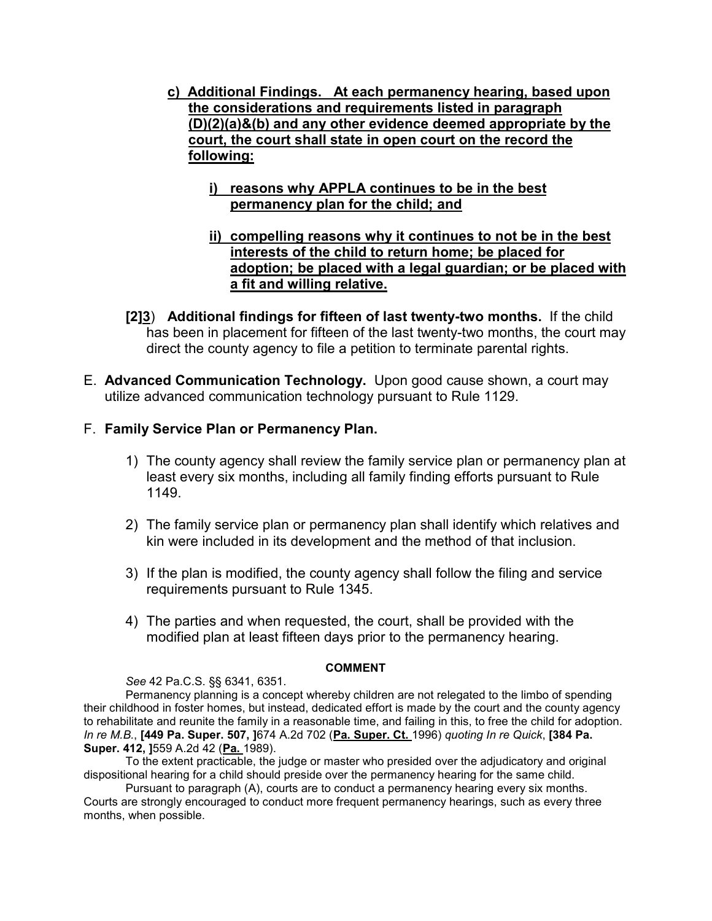c) **Additional Findings. At each permanency hearing, based upon the considerations and requirements listed in paragraph (D)(2)(a)&(b) and any other evidence deemed appropriate by the court, the court shall state in open court on the record the following:**

   i) **reasons why APPLA continues to be in the best permanency plan for the child; and**

   ii) **compelling reasons why it continues to not be in the best interests of the child to return home; be placed for adoption; be placed with a legal guardian; or be placed with a fit and willing relative.**

**[2]3**) **Additional findings for fifteen of last twenty-two months.** If the child has been in placement for fifteen of the last twenty-two months, the court may direct the county agency to file a petition to terminate parental rights.

E. **Advanced Communication Technology.** Upon good cause shown, a court may utilize advanced communication technology pursuant to Rule 1129.

F. **Family Service Plan or Permanency Plan.**

1) The county agency shall review the family service plan or permanency plan at least every six months, including all family finding efforts pursuant to Rule 1149.

2) The family service plan or permanency plan shall identify which relatives and kin were included in its development and the method of that inclusion.

3) If the plan is modified, the county agency shall follow the filing and service requirements pursuant to Rule 1345.

4) The parties and when requested, the court, shall be provided with the modified plan at least fifteen days prior to the permanency hearing.

**COMMENT**

*See* 42 Pa.C.S. §§ 6341, 6351.

Permanency planning is a concept whereby children are not relegated to the limbo of spending their childhood in foster homes, but instead, dedicated effort is made by the court and the county agency to rehabilitate and reunite the family in a reasonable time, and failing in this, to free the child for adoption. *In re M.B.*, **[449 Pa. Super. 507, ]**674 A.2d 702 (**Pa. Super. Ct.** 1996) *quoting In re Quick*, **[384 Pa. Super. 412, ]**559 A.2d 42 (**Pa.** 1989).

To the extent practicable, the judge or master who presided over the adjudicatory and original dispositional hearing for a child should preside over the permanency hearing for the same child.

Pursuant to paragraph (A), courts are to conduct a permanency hearing every six months. Courts are strongly encouraged to conduct more frequent permanency hearings, such as every three months, when possible.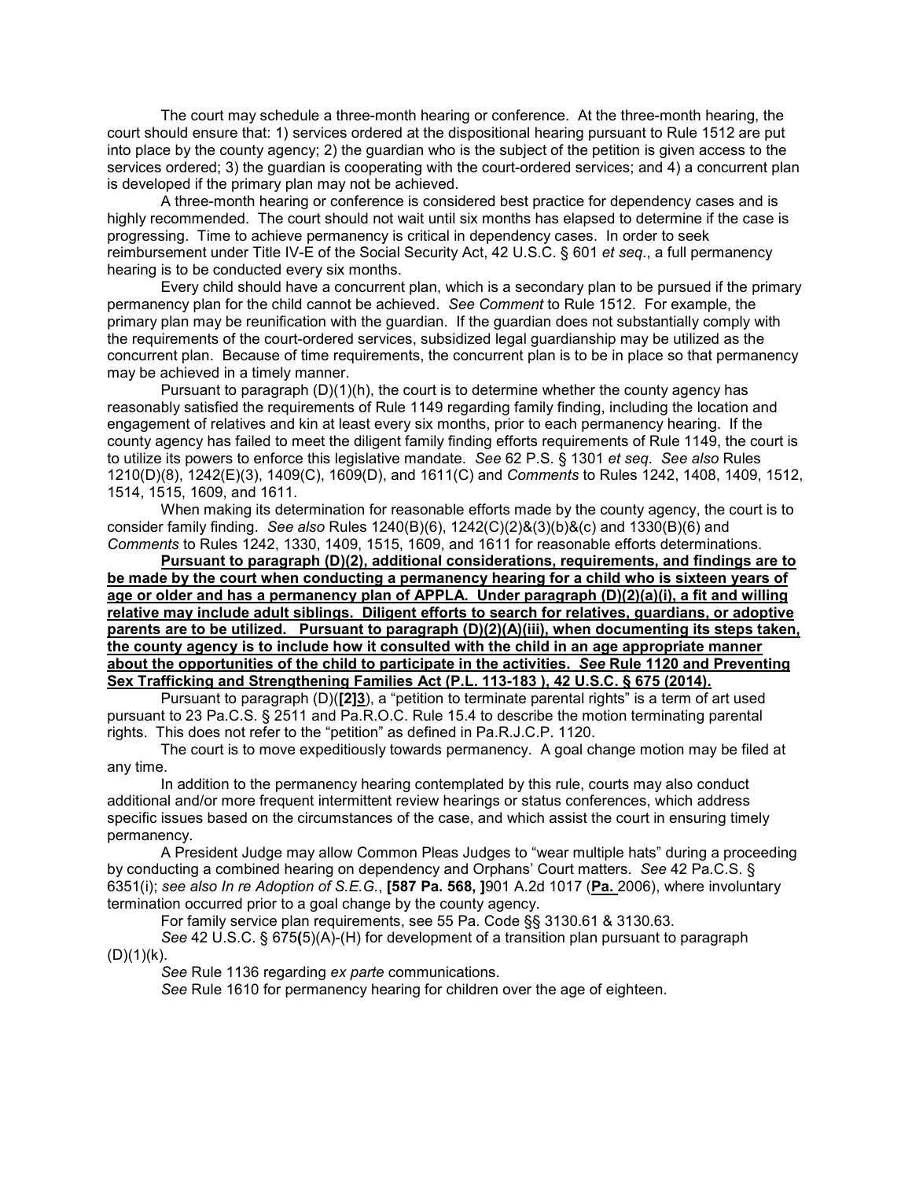The court may schedule a three-month hearing or conference. At the three-month hearing, the court should ensure that: 1) services ordered at the dispositional hearing pursuant to Rule 1512 are put into place by the county agency; 2) the guardian who is the subject of the petition is given access to the services ordered; 3) the guardian is cooperating with the court-ordered services; and 4) a concurrent plan is developed if the primary plan may not be achieved.

A three-month hearing or conference is considered best practice for dependency cases and is highly recommended. The court should not wait until six months has elapsed to determine if the case is progressing. Time to achieve permanency is critical in dependency cases. In order to seek reimbursement under Title IV-E of the Social Security Act, 42 U.S.C. § 601 *et seq*., a full permanency hearing is to be conducted every six months.

Every child should have a concurrent plan, which is a secondary plan to be pursued if the primary permanency plan for the child cannot be achieved. *See Comment* to Rule 1512. For example, the primary plan may be reunification with the guardian. If the guardian does not substantially comply with the requirements of the court-ordered services, subsidized legal guardianship may be utilized as the concurrent plan. Because of time requirements, the concurrent plan is to be in place so that permanency may be achieved in a timely manner.

Pursuant to paragraph (D)(1)(h), the court is to determine whether the county agency has reasonably satisfied the requirements of Rule 1149 regarding family finding, including the location and engagement of relatives and kin at least every six months, prior to each permanency hearing. If the county agency has failed to meet the diligent family finding efforts requirements of Rule 1149, the court is to utilize its powers to enforce this legislative mandate. *See* 62 P.S. § 1301 *et seq. See also* Rules 1210(D)(8), 1242(E)(3), 1409(C), 1609(D), and 1611(C) and *Comments* to Rules 1242, 1408, 1409, 1512, 1514, 1515, 1609, and 1611.

When making its determination for reasonable efforts made by the county agency, the court is to consider family finding. *See also* Rules 1240(B)(6), 1242(C)(2)&(3)(b)&(c) and 1330(B)(6) and *Comments* to Rules 1242, 1330, 1409, 1515, 1609, and 1611 for reasonable efforts determinations.

<u>**Pursuant to paragraph (D)(2), additional considerations, requirements, and findings are to be made by the court when conducting a permanency hearing for a child who is sixteen years of age or older and has a permanency plan of APPLA. Under paragraph (D)(2)(a)(i), a fit and willing relative may include adult siblings. Diligent efforts to search for relatives, guardians, or adoptive parents are to be utilized. Pursuant to paragraph (D)(2)(A)(iii), when documenting its steps taken, the county agency is to include how it consulted with the child in an age appropriate manner about the opportunities of the child to participate in the activities. *See* Rule 1120 and Preventing Sex Trafficking and Strengthening Families Act (P.L. 113-183 ), 42 U.S.C. § 675 (2014).**</u>

Pursuant to paragraph (D)(**[2]**<u>**3**</u>), a "petition to terminate parental rights" is a term of art used pursuant to 23 Pa.C.S. § 2511 and Pa.R.O.C. Rule 15.4 to describe the motion terminating parental rights. This does not refer to the "petition" as defined in Pa.R.J.C.P. 1120.

The court is to move expeditiously towards permanency. A goal change motion may be filed at any time.

In addition to the permanency hearing contemplated by this rule, courts may also conduct additional and/or more frequent intermittent review hearings or status conferences, which address specific issues based on the circumstances of the case, and which assist the court in ensuring timely permanency.

A President Judge may allow Common Pleas Judges to "wear multiple hats" during a proceeding by conducting a combined hearing on dependency and Orphans' Court matters. *See* 42 Pa.C.S. § 6351(i); *see also In re Adoption of S.E.G.*, **[587 Pa. 568, ]**901 A.2d 1017 (<u>**Pa.**</u> 2006), where involuntary termination occurred prior to a goal change by the county agency.

For family service plan requirements, see 55 Pa. Code §§ 3130.61 & 3130.63.

*See* 42 U.S.C. § 675**(**5)(A)-(H) for development of a transition plan pursuant to paragraph (D)(1)(k).

*See* Rule 1136 regarding *ex parte* communications.

*See* Rule 1610 for permanency hearing for children over the age of eighteen.